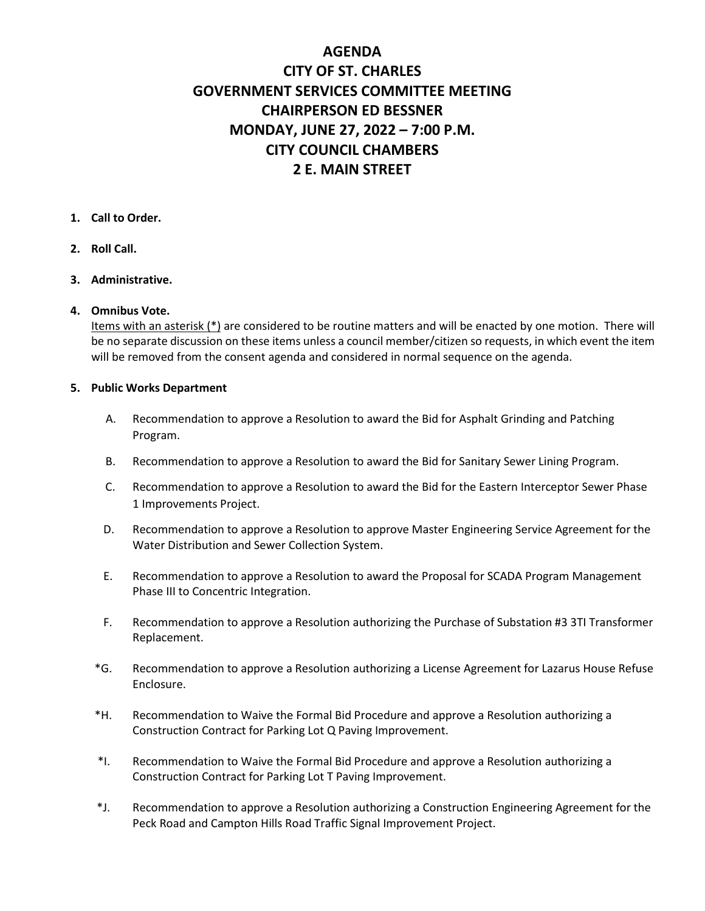# AGENDA
# CITY OF ST. CHARLES
# GOVERNMENT SERVICES COMMITTEE MEETING
# CHAIRPERSON ED BESSNER
# MONDAY, JUNE 27, 2022 – 7:00 P.M.
# CITY COUNCIL CHAMBERS
# 2 E. MAIN STREET

1. **Call to Order.**

2. **Roll Call.**

3. **Administrative.**

4. **Omnibus Vote.**
   Items with an asterisk (*) are considered to be routine matters and will be enacted by one motion. There will be no separate discussion on these items unless a council member/citizen so requests, in which event the item will be removed from the consent agenda and considered in normal sequence on the agenda.

5. **Public Works Department**

   A. Recommendation to approve a Resolution to award the Bid for Asphalt Grinding and Patching Program.

   B. Recommendation to approve a Resolution to award the Bid for Sanitary Sewer Lining Program.

   C. Recommendation to approve a Resolution to award the Bid for the Eastern Interceptor Sewer Phase 1 Improvements Project.

   D. Recommendation to approve a Resolution to approve Master Engineering Service Agreement for the Water Distribution and Sewer Collection System.

   E. Recommendation to approve a Resolution to award the Proposal for SCADA Program Management Phase III to Concentric Integration.

   F. Recommendation to approve a Resolution authorizing the Purchase of Substation #3 3TI Transformer Replacement.

   *G. Recommendation to approve a Resolution authorizing a License Agreement for Lazarus House Refuse Enclosure.

   *H. Recommendation to Waive the Formal Bid Procedure and approve a Resolution authorizing a Construction Contract for Parking Lot Q Paving Improvement.

   *I. Recommendation to Waive the Formal Bid Procedure and approve a Resolution authorizing a Construction Contract for Parking Lot T Paving Improvement.

   *J. Recommendation to approve a Resolution authorizing a Construction Engineering Agreement for the Peck Road and Campton Hills Road Traffic Signal Improvement Project.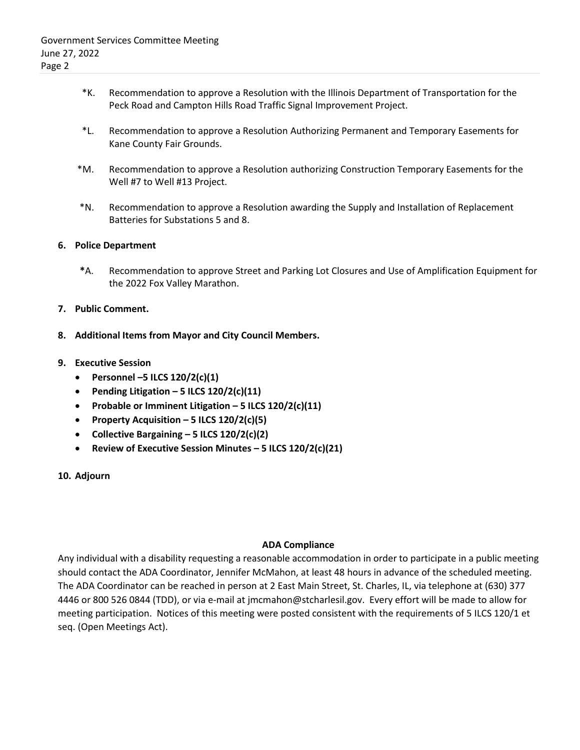*K. Recommendation to approve a Resolution with the Illinois Department of Transportation for the Peck Road and Campton Hills Road Traffic Signal Improvement Project.

*L. Recommendation to approve a Resolution Authorizing Permanent and Temporary Easements for Kane County Fair Grounds.

*M. Recommendation to approve a Resolution authorizing Construction Temporary Easements for the Well #7 to Well #13 Project.

*N. Recommendation to approve a Resolution awarding the Supply and Installation of Replacement Batteries for Substations 5 and 8.

**6. Police Department**

**\***A. Recommendation to approve Street and Parking Lot Closures and Use of Amplification Equipment for the 2022 Fox Valley Marathon.

**7. Public Comment.**

**8. Additional Items from Mayor and City Council Members.**

**9. Executive Session**

- **Personnel –5 ILCS 120/2(c)(1)**
- **Pending Litigation – 5 ILCS 120/2(c)(11)**
- **Probable or Imminent Litigation – 5 ILCS 120/2(c)(11)**
- **Property Acquisition – 5 ILCS 120/2(c)(5)**
- **Collective Bargaining – 5 ILCS 120/2(c)(2)**
- **Review of Executive Session Minutes – 5 ILCS 120/2(c)(21)**

**10. Adjourn**

**ADA Compliance**

Any individual with a disability requesting a reasonable accommodation in order to participate in a public meeting should contact the ADA Coordinator, Jennifer McMahon, at least 48 hours in advance of the scheduled meeting. The ADA Coordinator can be reached in person at 2 East Main Street, St. Charles, IL, via telephone at (630) 377 4446 or 800 526 0844 (TDD), or via e-mail at jmcmahon@stcharlesil.gov. Every effort will be made to allow for meeting participation. Notices of this meeting were posted consistent with the requirements of 5 ILCS 120/1 et seq. (Open Meetings Act).